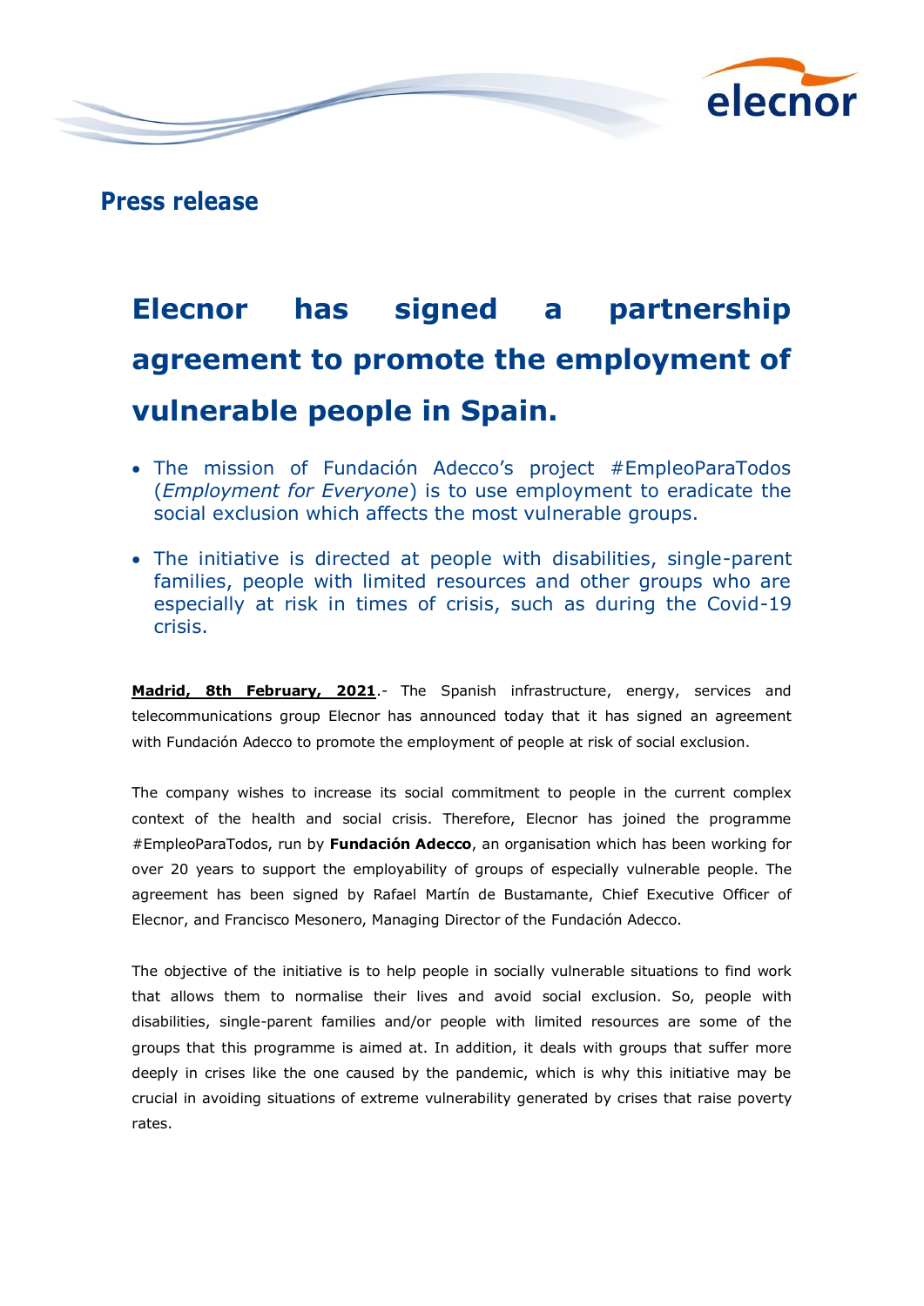## Press release

# Elecnor has signed a partnership agreement to promote the employment of vulnerable people in Spain.

- The mission of Fundación Adecco's project #EmpleoParaTodos (*Employment for Everyone*) is to use employment to eradicate the social exclusion which affects the most vulnerable groups.
- The initiative is directed at people with disabilities, single-parent families, people with limited resources and other groups who are especially at risk in times of crisis, such as during the Covid-19 crisis.

**Madrid, 8th February, 2021**.- The Spanish infrastructure, energy, services and telecommunications group Elecnor has announced today that it has signed an agreement with Fundación Adecco to promote the employment of people at risk of social exclusion.

The company wishes to increase its social commitment to people in the current complex context of the health and social crisis. Therefore, Elecnor has joined the programme #EmpleoParaTodos, run by **Fundación Adecco**, an organisation which has been working for over 20 years to support the employability of groups of especially vulnerable people. The agreement has been signed by Rafael Martín de Bustamante, Chief Executive Officer of Elecnor, and Francisco Mesonero, Managing Director of the Fundación Adecco.

The objective of the initiative is to help people in socially vulnerable situations to find work that allows them to normalise their lives and avoid social exclusion. So, people with disabilities, single-parent families and/or people with limited resources are some of the groups that this programme is aimed at. In addition, it deals with groups that suffer more deeply in crises like the one caused by the pandemic, which is why this initiative may be crucial in avoiding situations of extreme vulnerability generated by crises that raise poverty rates.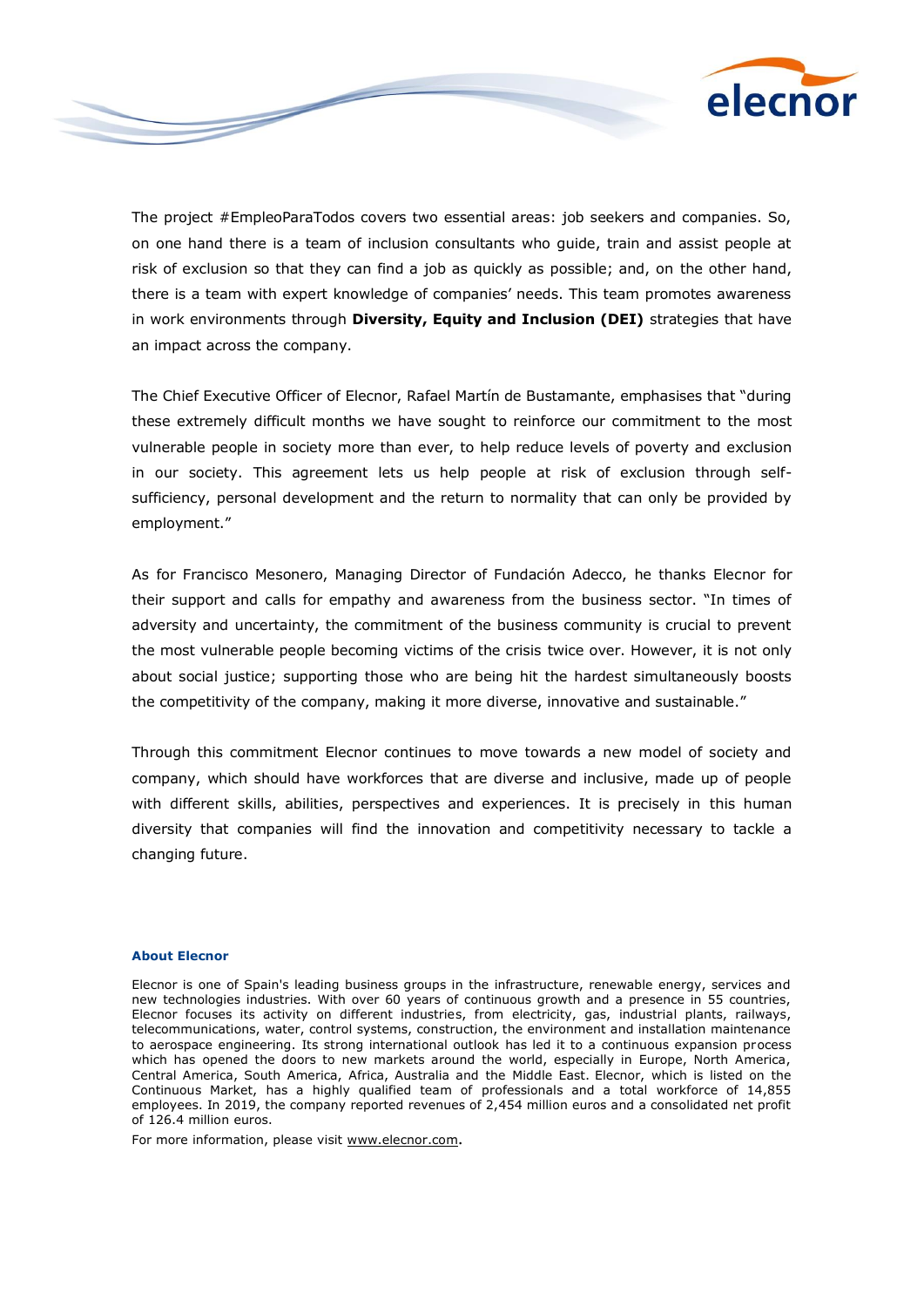The project #EmpleoParaTodos covers two essential areas: job seekers and companies. So, on one hand there is a team of inclusion consultants who guide, train and assist people at risk of exclusion so that they can find a job as quickly as possible; and, on the other hand, there is a team with expert knowledge of companies' needs. This team promotes awareness in work environments through **Diversity, Equity and Inclusion (DEI)** strategies that have an impact across the company.

The Chief Executive Officer of Elecnor, Rafael Martín de Bustamante, emphasises that "during these extremely difficult months we have sought to reinforce our commitment to the most vulnerable people in society more than ever, to help reduce levels of poverty and exclusion in our society. This agreement lets us help people at risk of exclusion through self-sufficiency, personal development and the return to normality that can only be provided by employment."

As for Francisco Mesonero, Managing Director of Fundación Adecco, he thanks Elecnor for their support and calls for empathy and awareness from the business sector. "In times of adversity and uncertainty, the commitment of the business community is crucial to prevent the most vulnerable people becoming victims of the crisis twice over. However, it is not only about social justice; supporting those who are being hit the hardest simultaneously boosts the competitivity of the company, making it more diverse, innovative and sustainable."

Through this commitment Elecnor continues to move towards a new model of society and company, which should have workforces that are diverse and inclusive, made up of people with different skills, abilities, perspectives and experiences. It is precisely in this human diversity that companies will find the innovation and competitivity necessary to tackle a changing future.

**About Elecnor**

Elecnor is one of Spain's leading business groups in the infrastructure, renewable energy, services and new technologies industries. With over 60 years of continuous growth and a presence in 55 countries, Elecnor focuses its activity on different industries, from electricity, gas, industrial plants, railways, telecommunications, water, control systems, construction, the environment and installation maintenance to aerospace engineering. Its strong international outlook has led it to a continuous expansion process which has opened the doors to new markets around the world, especially in Europe, North America, Central America, South America, Africa, Australia and the Middle East. Elecnor, which is listed on the Continuous Market, has a highly qualified team of professionals and a total workforce of 14,855 employees. In 2019, the company reported revenues of 2,454 million euros and a consolidated net profit of 126.4 million euros.

For more information, please visit www.elecnor.com.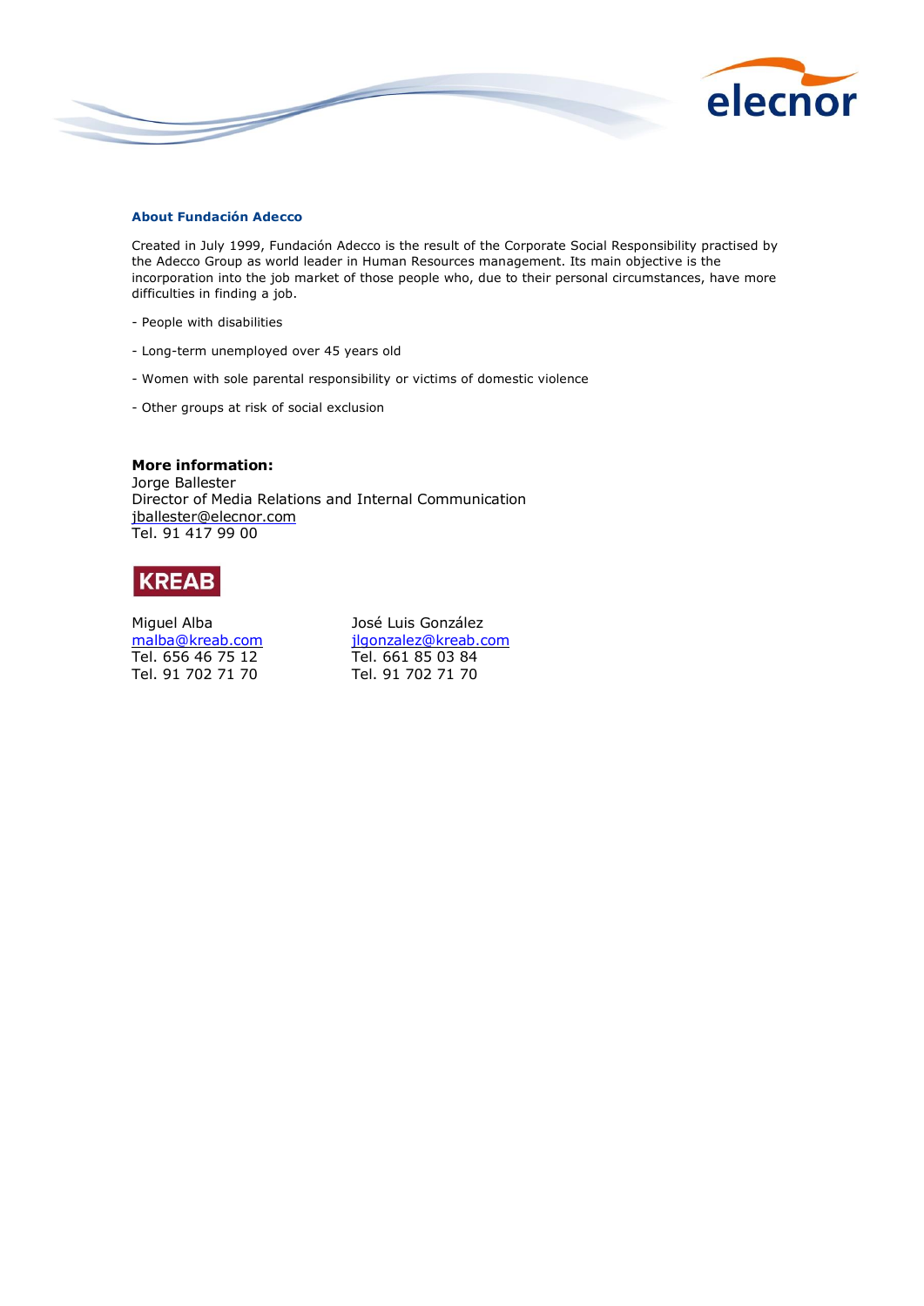### About Fundación Adecco

Created in July 1999, Fundación Adecco is the result of the Corporate Social Responsibility practised by the Adecco Group as world leader in Human Resources management. Its main objective is the incorporation into the job market of those people who, due to their personal circumstances, have more difficulties in finding a job.

- People with disabilities
- Long-term unemployed over 45 years old
- Women with sole parental responsibility or victims of domestic violence
- Other groups at risk of social exclusion

**More information:**
Jorge Ballester
Director of Media Relations and Internal Communication
jballester@elecnor.com
Tel. 91 417 99 00

KREAB

Miguel Alba
malba@kreab.com
Tel. 656 46 75 12
Tel. 91 702 71 70

José Luis González
jlgonzalez@kreab.com
Tel. 661 85 03 84
Tel. 91 702 71 70